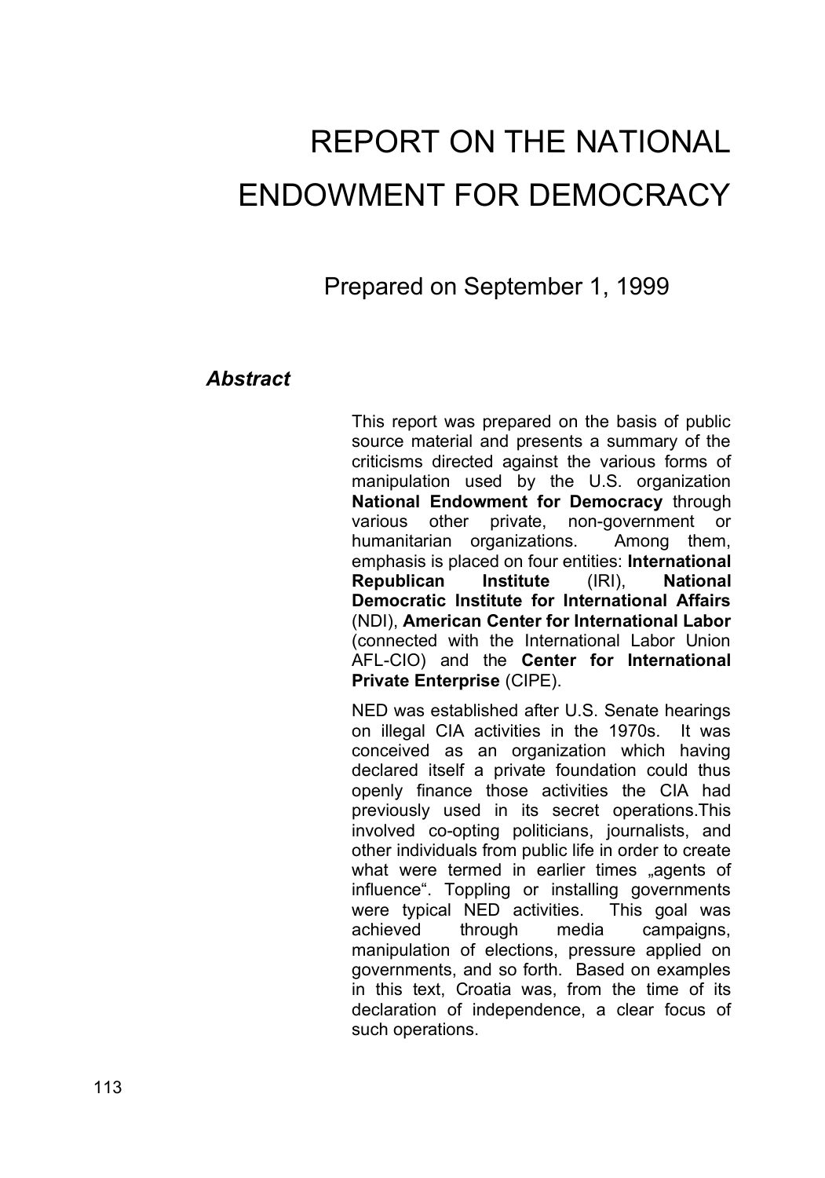# REPORT ON THE NATIONAL ENDOWMENT FOR DEMOCRACY

Prepared on September 1, 1999

### *Abstract*

This report was prepared on the basis of public source material and presents a summary of the criticisms directed against the various forms of manipulation used by the U.S. organization **National Endowment for Democracy** through various other private, non-government or humanitarian organizations. Among them, emphasis is placed on four entities: **International Republican Institute** (IRI), **National Democratic Institute for International Affairs** (NDI), **American Center for International Labor** (connected with the International Labor Union AFL-CIO) and the **Center for International Private Enterprise** (CIPE).

NED was established after U.S. Senate hearings on illegal CIA activities in the 1970s. It was conceived as an organization which having declared itself a private foundation could thus openly finance those activities the CIA had previously used in its secret operations.This involved co-opting politicians, journalists, and other individuals from public life in order to create what were termed in earlier times „agents of influence". Toppling or installing governments were typical NED activities. This goal was achieved through media campaigns, manipulation of elections, pressure applied on governments, and so forth. Based on examples in this text, Croatia was, from the time of its declaration of independence, a clear focus of such operations.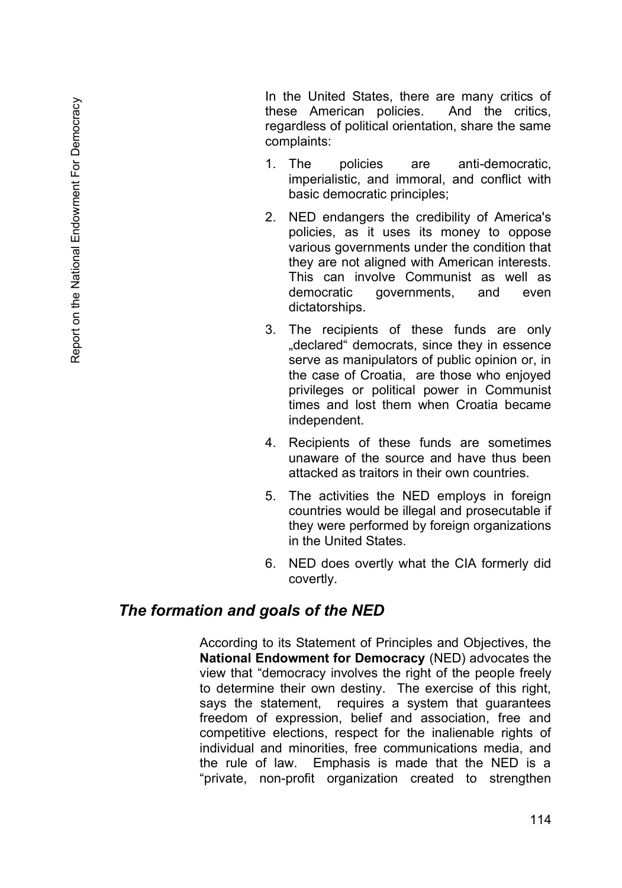In the United States, there are many critics of these American policies. And the critics, regardless of political orientation, share the same complaints:

1. The policies are anti-democratic, imperialistic, and immoral, and conflict with basic democratic principles;
2. NED endangers the credibility of America's policies, as it uses its money to oppose various governments under the condition that they are not aligned with American interests. This can involve Communist as well as democratic governments, and even dictatorships.
3. The recipients of these funds are only „declared" democrats, since they in essence serve as manipulators of public opinion or, in the case of Croatia, are those who enjoyed privileges or political power in Communist times and lost them when Croatia became independent.
4. Recipients of these funds are sometimes unaware of the source and have thus been attacked as traitors in their own countries.
5. The activities the NED employs in foreign countries would be illegal and prosecutable if they were performed by foreign organizations in the United States.
6. NED does overtly what the CIA formerly did covertly.

## *The formation and goals of the NED*

According to its Statement of Principles and Objectives, the **National Endowment for Democracy** (NED) advocates the view that "democracy involves the right of the people freely to determine their own destiny. The exercise of this right, says the statement, requires a system that guarantees freedom of expression, belief and association, free and competitive elections, respect for the inalienable rights of individual and minorities, free communications media, and the rule of law. Emphasis is made that the NED is a "private, non-profit organization created to strengthen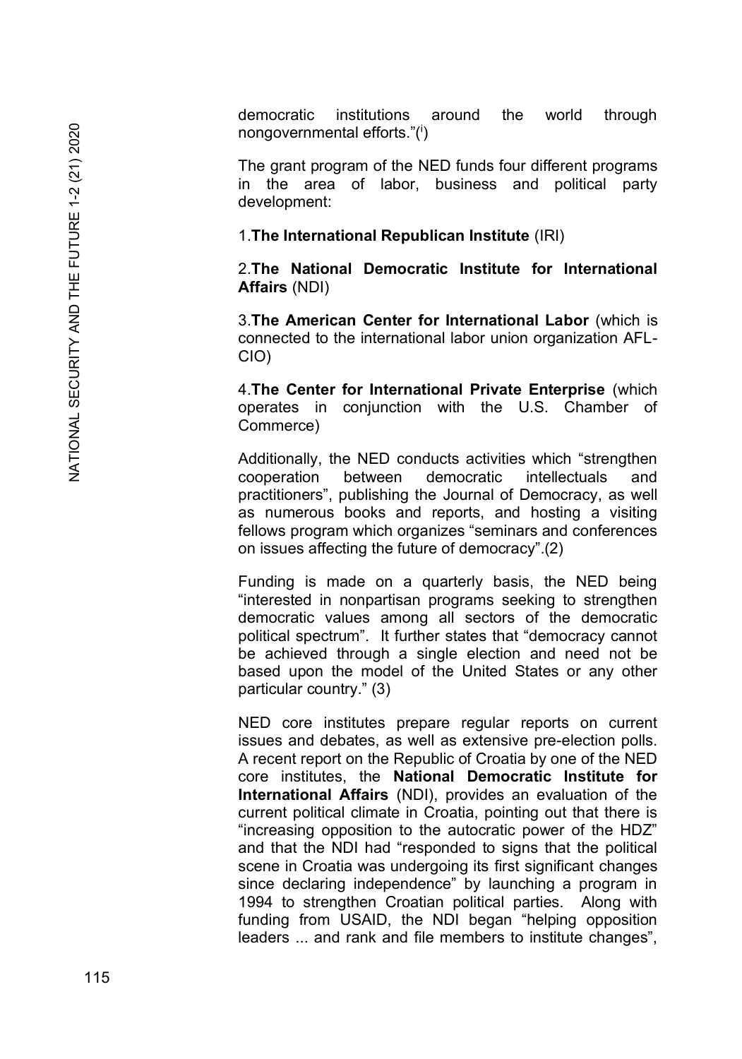democratic institutions around the world through nongovernmental efforts."([i])

The grant program of the NED funds four different programs in the area of labor, business and political party development:

1.**The International Republican Institute** (IRI)

2.**The National Democratic Institute for International Affairs** (NDI)

3.**The American Center for International Labor** (which is connected to the international labor union organization AFL-CIO)

4.**The Center for International Private Enterprise** (which operates in conjunction with the U.S. Chamber of Commerce)

Additionally, the NED conducts activities which "strengthen cooperation between democratic intellectuals and practitioners", publishing the Journal of Democracy, as well as numerous books and reports, and hosting a visiting fellows program which organizes "seminars and conferences on issues affecting the future of democracy".(2)

Funding is made on a quarterly basis, the NED being "interested in nonpartisan programs seeking to strengthen democratic values among all sectors of the democratic political spectrum". It further states that "democracy cannot be achieved through a single election and need not be based upon the model of the United States or any other particular country." (3)

NED core institutes prepare regular reports on current issues and debates, as well as extensive pre-election polls. A recent report on the Republic of Croatia by one of the NED core institutes, the **National Democratic Institute for International Affairs** (NDI), provides an evaluation of the current political climate in Croatia, pointing out that there is "increasing opposition to the autocratic power of the HDZ" and that the NDI had "responded to signs that the political scene in Croatia was undergoing its first significant changes since declaring independence" by launching a program in 1994 to strengthen Croatian political parties. Along with funding from USAID, the NDI began "helping opposition leaders ... and rank and file members to institute changes",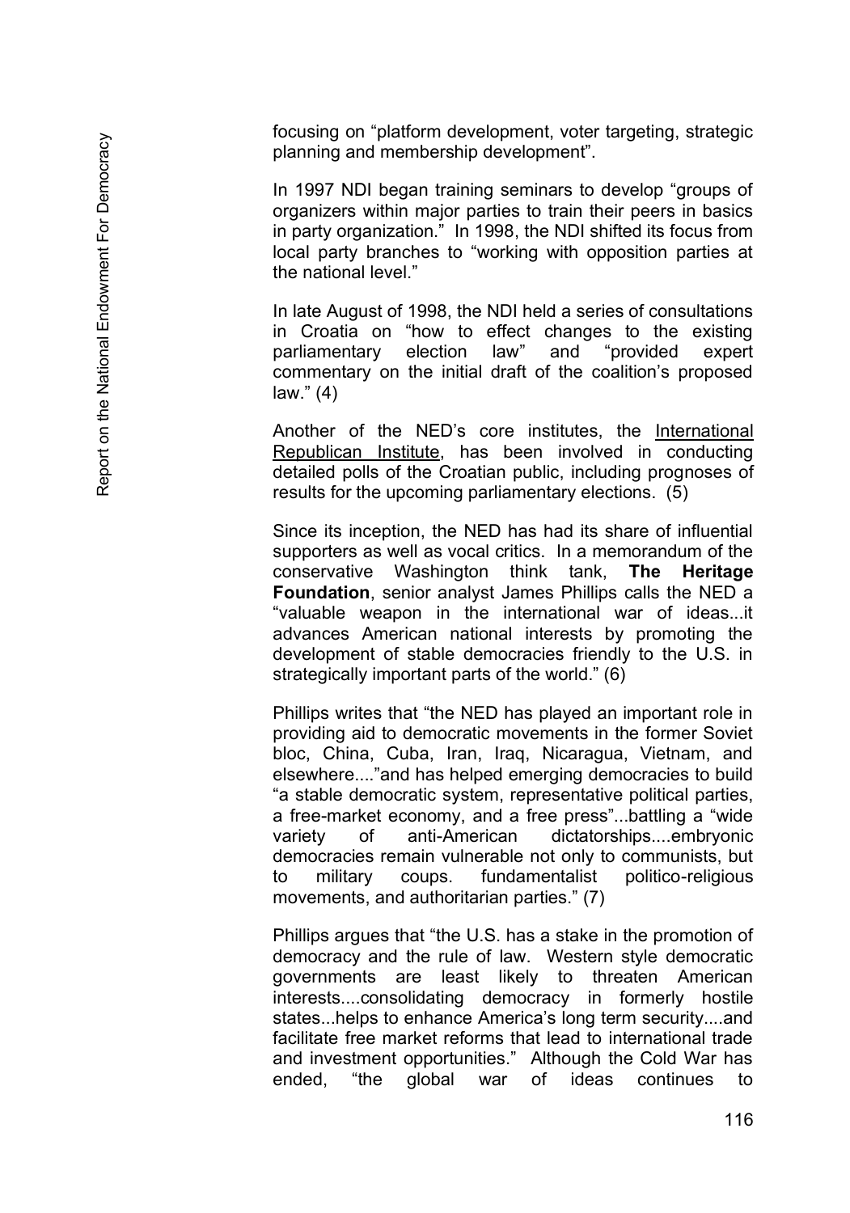focusing on “platform development, voter targeting, strategic planning and membership development”.

In 1997 NDI began training seminars to develop “groups of organizers within major parties to train their peers in basics in party organization.” In 1998, the NDI shifted its focus from local party branches to “working with opposition parties at the national level.”

In late August of 1998, the NDI held a series of consultations in Croatia on “how to effect changes to the existing parliamentary election law” and “provided expert commentary on the initial draft of the coalition’s proposed law.” (4)

Another of the NED’s core institutes, the International Republican Institute, has been involved in conducting detailed polls of the Croatian public, including prognoses of results for the upcoming parliamentary elections. (5)

Since its inception, the NED has had its share of influential supporters as well as vocal critics. In a memorandum of the conservative Washington think tank, **The Heritage Foundation**, senior analyst James Phillips calls the NED a “valuable weapon in the international war of ideas...it advances American national interests by promoting the development of stable democracies friendly to the U.S. in strategically important parts of the world.” (6)

Phillips writes that “the NED has played an important role in providing aid to democratic movements in the former Soviet bloc, China, Cuba, Iran, Iraq, Nicaragua, Vietnam, and elsewhere....”and has helped emerging democracies to build “a stable democratic system, representative political parties, a free-market economy, and a free press”...battling a “wide variety of anti-American dictatorships....embryonic democracies remain vulnerable not only to communists, but to military coups. fundamentalist politico-religious movements, and authoritarian parties.” (7)

Phillips argues that “the U.S. has a stake in the promotion of democracy and the rule of law. Western style democratic governments are least likely to threaten American interests....consolidating democracy in formerly hostile states...helps to enhance America’s long term security....and facilitate free market reforms that lead to international trade and investment opportunities.” Although the Cold War has ended, “the global war of ideas continues to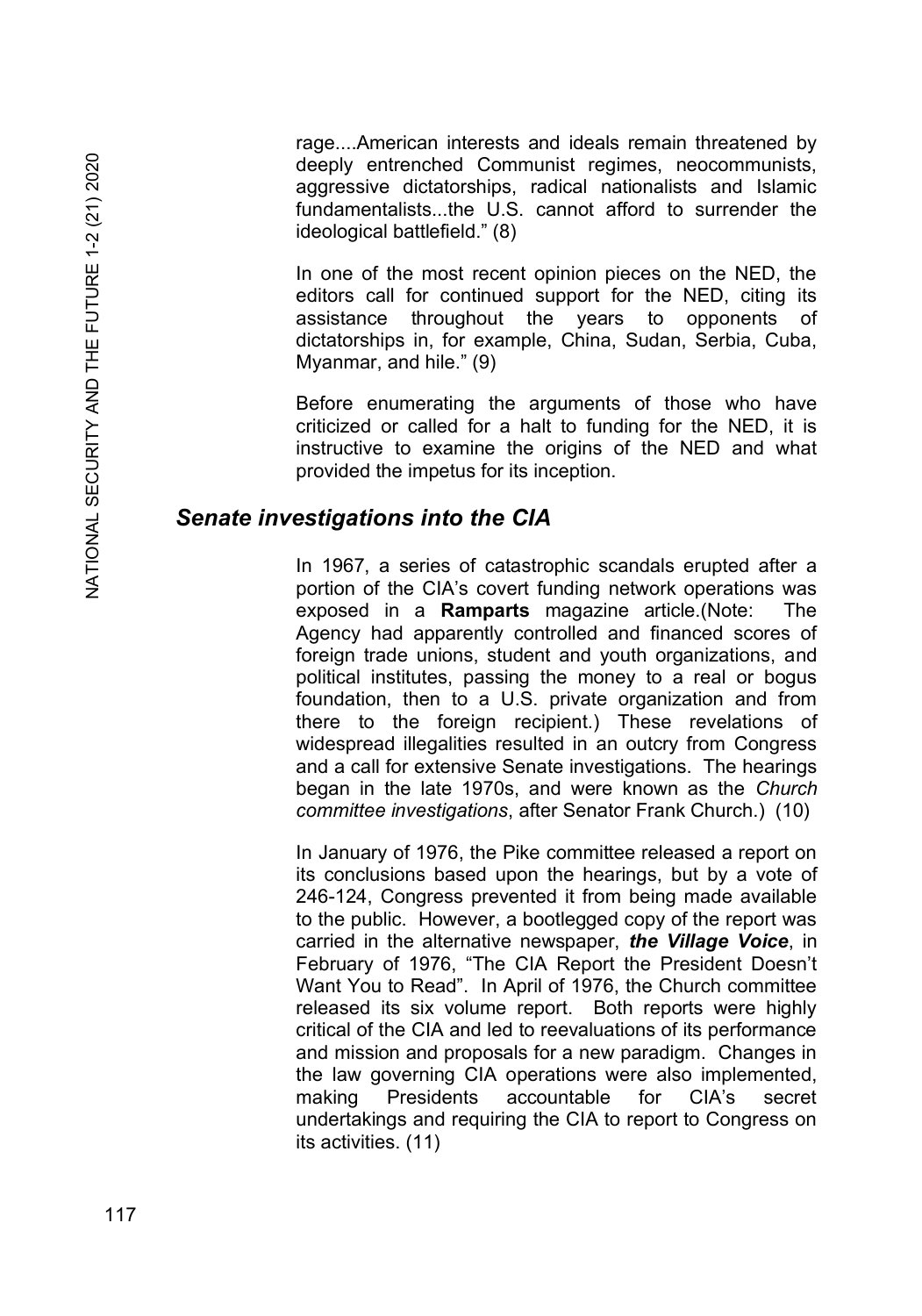rage....American interests and ideals remain threatened by deeply entrenched Communist regimes, neocommunists, aggressive dictatorships, radical nationalists and Islamic fundamentalists...the U.S. cannot afford to surrender the ideological battlefield." (8)

In one of the most recent opinion pieces on the NED, the editors call for continued support for the NED, citing its assistance throughout the years to opponents of dictatorships in, for example, China, Sudan, Serbia, Cuba, Myanmar, and hile." (9)

Before enumerating the arguments of those who have criticized or called for a halt to funding for the NED, it is instructive to examine the origins of the NED and what provided the impetus for its inception.

## *Senate investigations into the CIA*

In 1967, a series of catastrophic scandals erupted after a portion of the CIA's covert funding network operations was exposed in a **Ramparts** magazine article.(Note: The Agency had apparently controlled and financed scores of foreign trade unions, student and youth organizations, and political institutes, passing the money to a real or bogus foundation, then to a U.S. private organization and from there to the foreign recipient.) These revelations of widespread illegalities resulted in an outcry from Congress and a call for extensive Senate investigations. The hearings began in the late 1970s, and were known as the *Church committee investigations*, after Senator Frank Church.) (10)

In January of 1976, the Pike committee released a report on its conclusions based upon the hearings, but by a vote of 246-124, Congress prevented it from being made available to the public. However, a bootlegged copy of the report was carried in the alternative newspaper, ***the Village Voice***, in February of 1976, "The CIA Report the President Doesn't Want You to Read". In April of 1976, the Church committee released its six volume report. Both reports were highly critical of the CIA and led to reevaluations of its performance and mission and proposals for a new paradigm. Changes in the law governing CIA operations were also implemented, making Presidents accountable for CIA's secret undertakings and requiring the CIA to report to Congress on its activities. (11)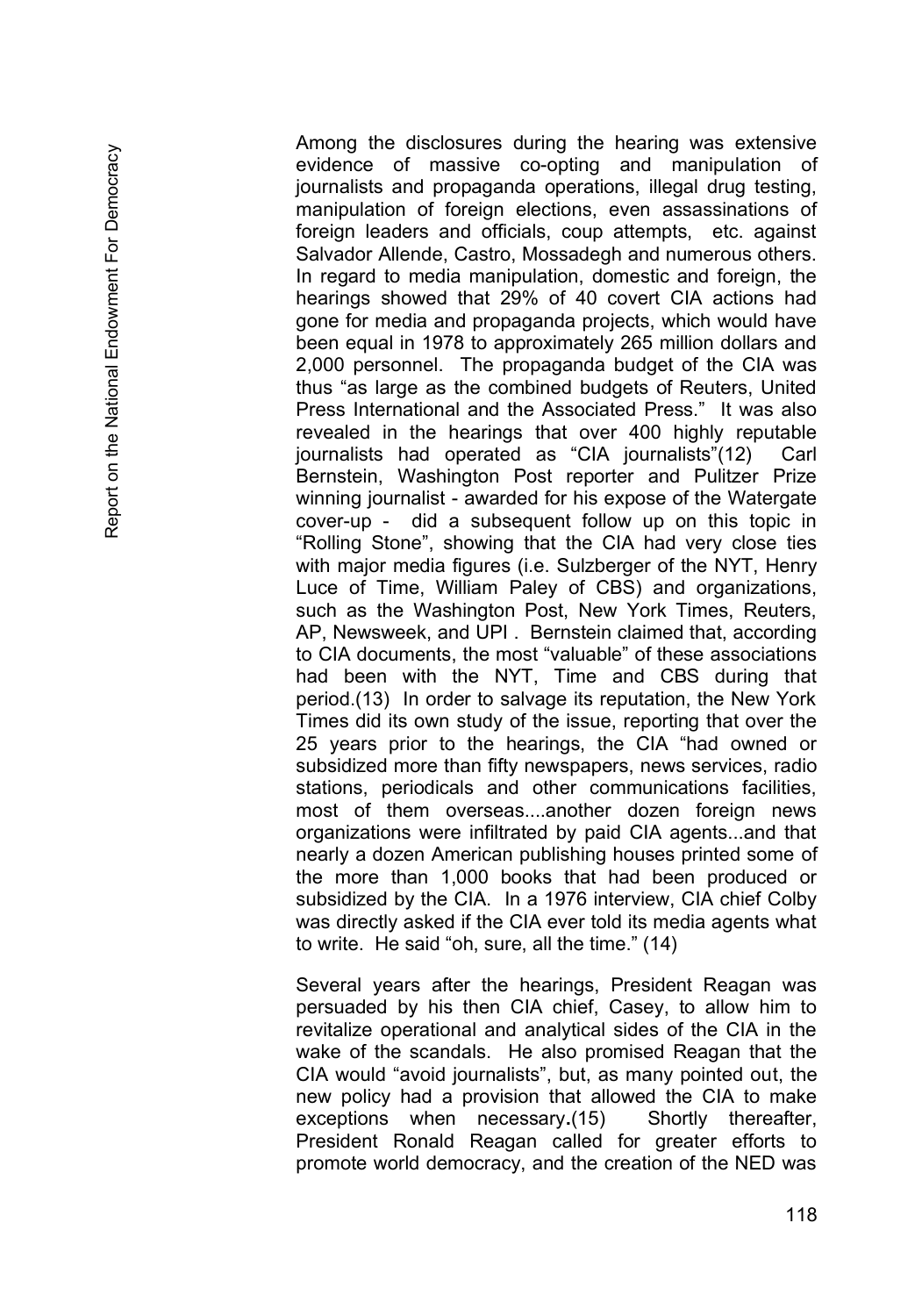Among the disclosures during the hearing was extensive evidence of massive co-opting and manipulation of journalists and propaganda operations, illegal drug testing, manipulation of foreign elections, even assassinations of foreign leaders and officials, coup attempts, etc. against Salvador Allende, Castro, Mossadegh and numerous others. In regard to media manipulation, domestic and foreign, the hearings showed that 29% of 40 covert CIA actions had gone for media and propaganda projects, which would have been equal in 1978 to approximately 265 million dollars and 2,000 personnel. The propaganda budget of the CIA was thus "as large as the combined budgets of Reuters, United Press International and the Associated Press." It was also revealed in the hearings that over 400 highly reputable journalists had operated as "CIA journalists"(12) Carl Bernstein, Washington Post reporter and Pulitzer Prize winning journalist - awarded for his expose of the Watergate cover-up - did a subsequent follow up on this topic in "Rolling Stone", showing that the CIA had very close ties with major media figures (i.e. Sulzberger of the NYT, Henry Luce of Time, William Paley of CBS) and organizations, such as the Washington Post, New York Times, Reuters, AP, Newsweek, and UPI . Bernstein claimed that, according to CIA documents, the most "valuable" of these associations had been with the NYT, Time and CBS during that period.(13) In order to salvage its reputation, the New York Times did its own study of the issue, reporting that over the 25 years prior to the hearings, the CIA "had owned or subsidized more than fifty newspapers, news services, radio stations, periodicals and other communications facilities, most of them overseas....another dozen foreign news organizations were infiltrated by paid CIA agents...and that nearly a dozen American publishing houses printed some of the more than 1,000 books that had been produced or subsidized by the CIA. In a 1976 interview, CIA chief Colby was directly asked if the CIA ever told its media agents what to write. He said "oh, sure, all the time." (14)

Several years after the hearings, President Reagan was persuaded by his then CIA chief, Casey, to allow him to revitalize operational and analytical sides of the CIA in the wake of the scandals. He also promised Reagan that the CIA would "avoid journalists", but, as many pointed out, the new policy had a provision that allowed the CIA to make exceptions when necessary**.**(15) Shortly thereafter, President Ronald Reagan called for greater efforts to promote world democracy, and the creation of the NED was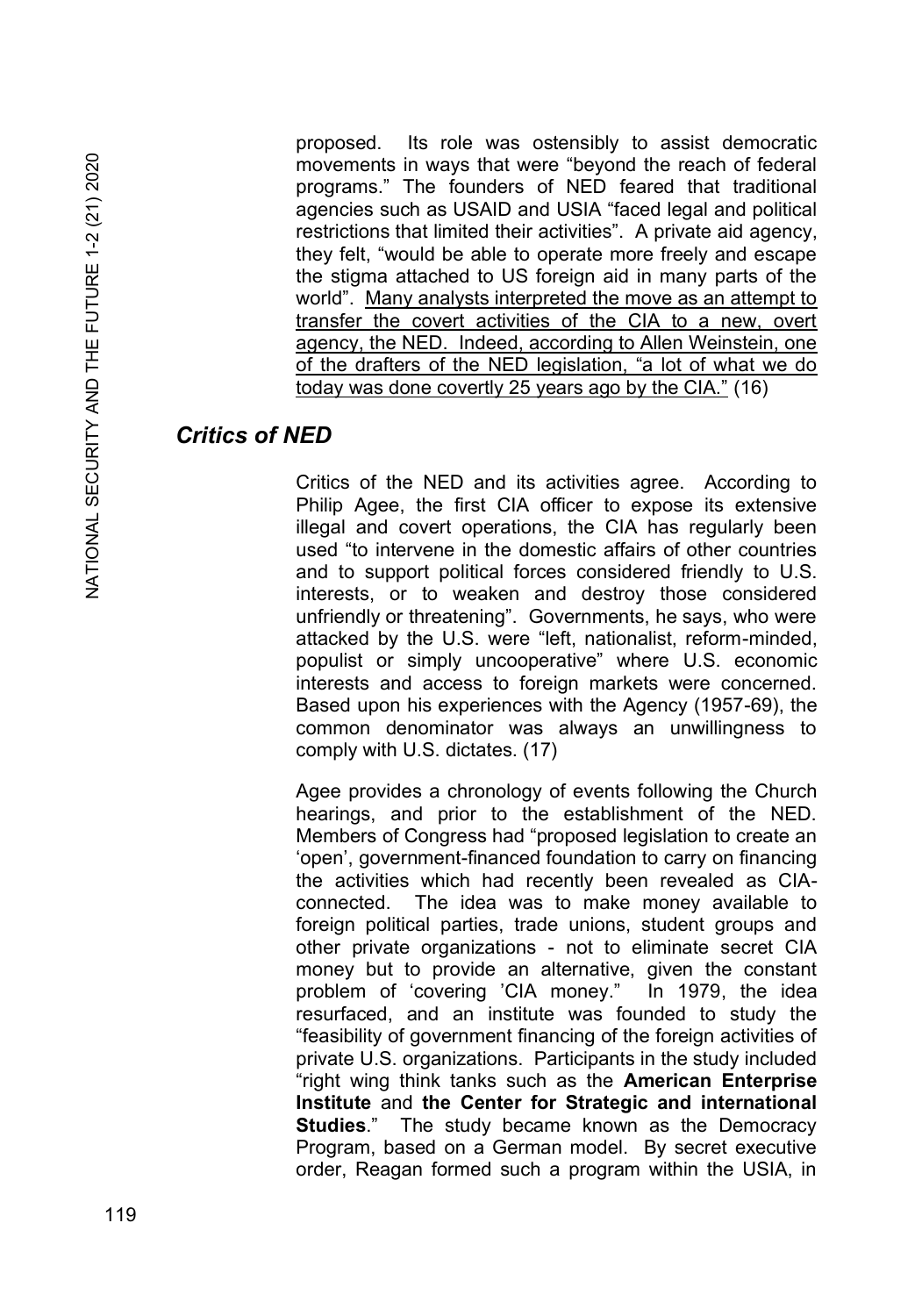proposed. Its role was ostensibly to assist democratic movements in ways that were "beyond the reach of federal programs." The founders of NED feared that traditional agencies such as USAID and USIA "faced legal and political restrictions that limited their activities". A private aid agency, they felt, "would be able to operate more freely and escape the stigma attached to US foreign aid in many parts of the world". <u>Many analysts interpreted the move as an attempt to transfer the covert activities of the CIA to a new, overt agency, the NED. Indeed, according to Allen Weinstein, one of the drafters of the NED legislation, "a lot of what we do today was done covertly 25 years ago by the CIA."</u> (16)

## *Critics of NED*

Critics of the NED and its activities agree. According to Philip Agee, the first CIA officer to expose its extensive illegal and covert operations, the CIA has regularly been used "to intervene in the domestic affairs of other countries and to support political forces considered friendly to U.S. interests, or to weaken and destroy those considered unfriendly or threatening". Governments, he says, who were attacked by the U.S. were "left, nationalist, reform-minded, populist or simply uncooperative" where U.S. economic interests and access to foreign markets were concerned. Based upon his experiences with the Agency (1957-69), the common denominator was always an unwillingness to comply with U.S. dictates. (17)

Agee provides a chronology of events following the Church hearings, and prior to the establishment of the NED. Members of Congress had "proposed legislation to create an 'open', government-financed foundation to carry on financing the activities which had recently been revealed as CIA-connected. The idea was to make money available to foreign political parties, trade unions, student groups and other private organizations - not to eliminate secret CIA money but to provide an alternative, given the constant problem of 'covering 'CIA money." In 1979, the idea resurfaced, and an institute was founded to study the "feasibility of government financing of the foreign activities of private U.S. organizations. Participants in the study included "right wing think tanks such as the **American Enterprise Institute** and **the Center for Strategic and international Studies**." The study became known as the Democracy Program, based on a German model. By secret executive order, Reagan formed such a program within the USIA, in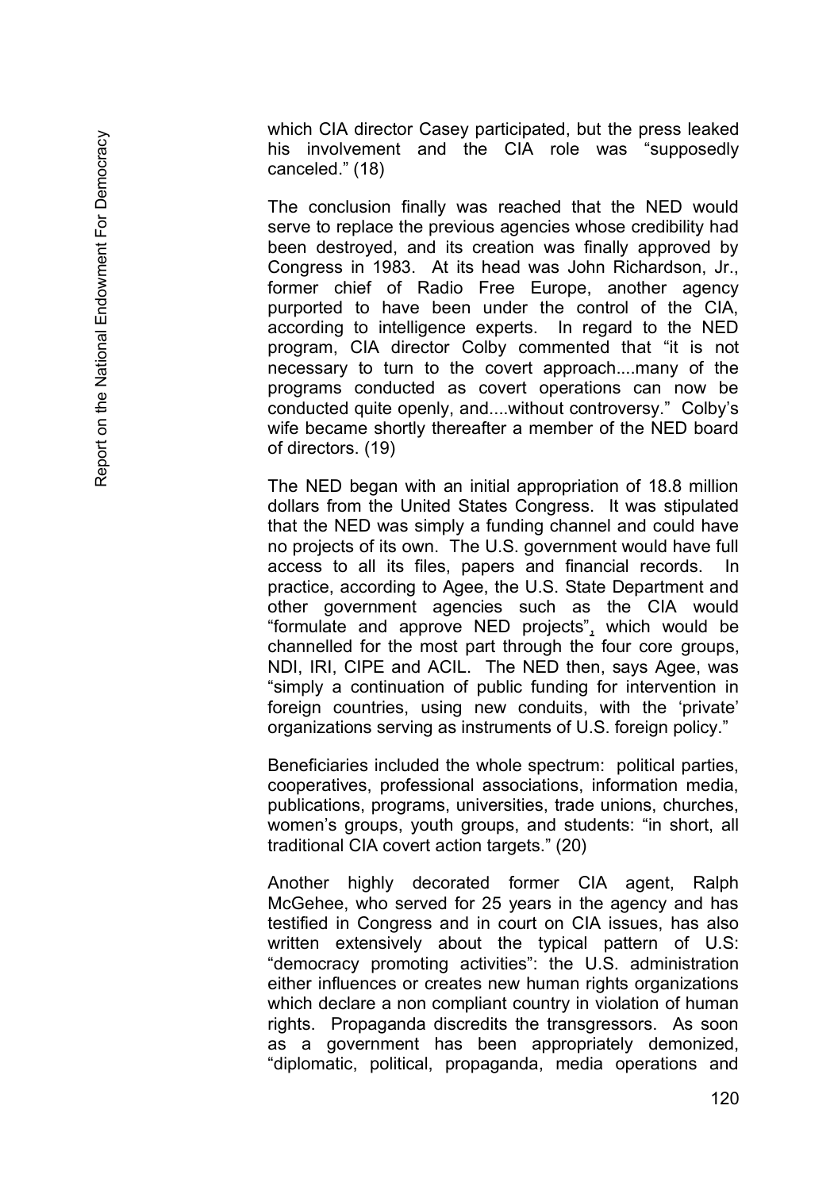which CIA director Casey participated, but the press leaked his involvement and the CIA role was "supposedly canceled." (18)

The conclusion finally was reached that the NED would serve to replace the previous agencies whose credibility had been destroyed, and its creation was finally approved by Congress in 1983. At its head was John Richardson, Jr., former chief of Radio Free Europe, another agency purported to have been under the control of the CIA, according to intelligence experts. In regard to the NED program, CIA director Colby commented that "it is not necessary to turn to the covert approach....many of the programs conducted as covert operations can now be conducted quite openly, and....without controversy." Colby's wife became shortly thereafter a member of the NED board of directors. (19)

The NED began with an initial appropriation of 18.8 million dollars from the United States Congress. It was stipulated that the NED was simply a funding channel and could have no projects of its own. The U.S. government would have full access to all its files, papers and financial records. In practice, according to Agee, the U.S. State Department and other government agencies such as the CIA would "formulate and approve NED projects", which would be channelled for the most part through the four core groups, NDI, IRI, CIPE and ACIL. The NED then, says Agee, was "simply a continuation of public funding for intervention in foreign countries, using new conduits, with the 'private' organizations serving as instruments of U.S. foreign policy."

Beneficiaries included the whole spectrum: political parties, cooperatives, professional associations, information media, publications, programs, universities, trade unions, churches, women's groups, youth groups, and students: "in short, all traditional CIA covert action targets." (20)

Another highly decorated former CIA agent, Ralph McGehee, who served for 25 years in the agency and has testified in Congress and in court on CIA issues, has also written extensively about the typical pattern of U.S: "democracy promoting activities": the U.S. administration either influences or creates new human rights organizations which declare a non compliant country in violation of human rights. Propaganda discredits the transgressors. As soon as a government has been appropriately demonized, "diplomatic, political, propaganda, media operations and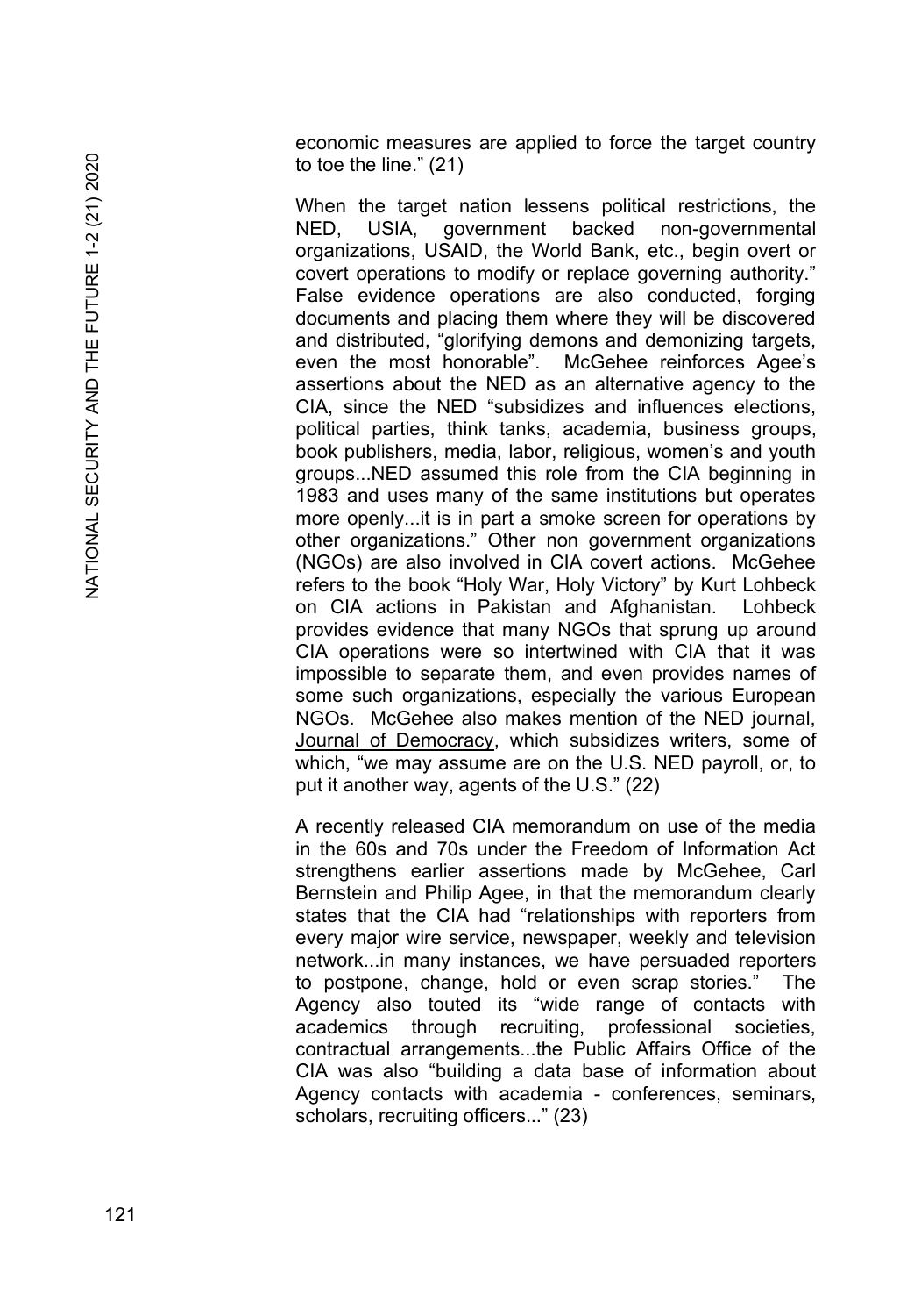economic measures are applied to force the target country to toe the line." (21)

When the target nation lessens political restrictions, the NED, USIA, government backed non-governmental organizations, USAID, the World Bank, etc., begin overt or covert operations to modify or replace governing authority." False evidence operations are also conducted, forging documents and placing them where they will be discovered and distributed, "glorifying demons and demonizing targets, even the most honorable". McGehee reinforces Agee's assertions about the NED as an alternative agency to the CIA, since the NED "subsidizes and influences elections, political parties, think tanks, academia, business groups, book publishers, media, labor, religious, women's and youth groups...NED assumed this role from the CIA beginning in 1983 and uses many of the same institutions but operates more openly...it is in part a smoke screen for operations by other organizations." Other non government organizations (NGOs) are also involved in CIA covert actions. McGehee refers to the book "Holy War, Holy Victory" by Kurt Lohbeck on CIA actions in Pakistan and Afghanistan. Lohbeck provides evidence that many NGOs that sprung up around CIA operations were so intertwined with CIA that it was impossible to separate them, and even provides names of some such organizations, especially the various European NGOs. McGehee also makes mention of the NED journal, Journal of Democracy, which subsidizes writers, some of which, "we may assume are on the U.S. NED payroll, or, to put it another way, agents of the U.S." (22)

A recently released CIA memorandum on use of the media in the 60s and 70s under the Freedom of Information Act strengthens earlier assertions made by McGehee, Carl Bernstein and Philip Agee, in that the memorandum clearly states that the CIA had "relationships with reporters from every major wire service, newspaper, weekly and television network...in many instances, we have persuaded reporters to postpone, change, hold or even scrap stories." The Agency also touted its "wide range of contacts with academics through recruiting, professional societies, contractual arrangements...the Public Affairs Office of the CIA was also "building a data base of information about Agency contacts with academia - conferences, seminars, scholars, recruiting officers..." (23)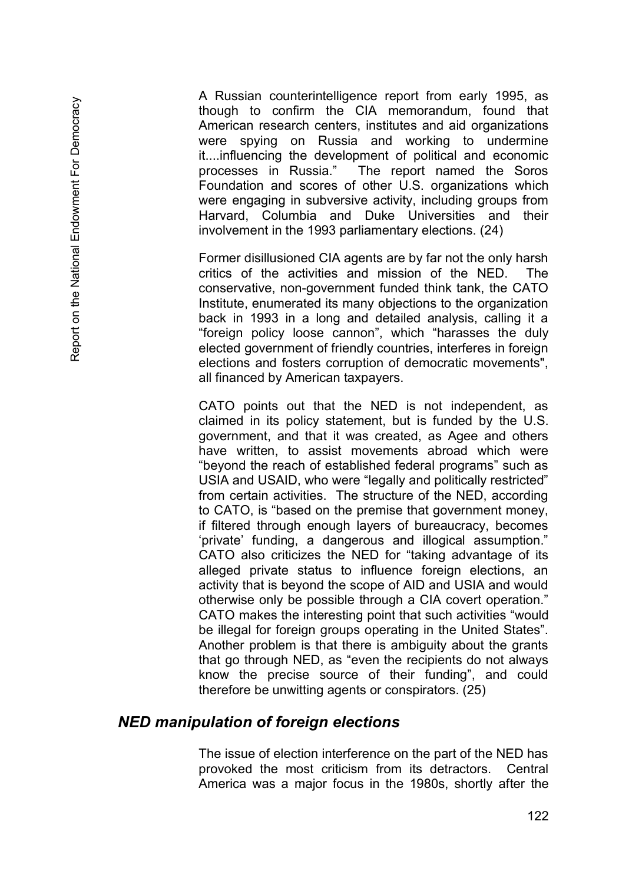A Russian counterintelligence report from early 1995, as though to confirm the CIA memorandum, found that American research centers, institutes and aid organizations were spying on Russia and working to undermine it....influencing the development of political and economic processes in Russia." The report named the Soros Foundation and scores of other U.S. organizations which were engaging in subversive activity, including groups from Harvard, Columbia and Duke Universities and their involvement in the 1993 parliamentary elections. (24)

Former disillusioned CIA agents are by far not the only harsh critics of the activities and mission of the NED. The conservative, non-government funded think tank, the CATO Institute, enumerated its many objections to the organization back in 1993 in a long and detailed analysis, calling it a "foreign policy loose cannon", which "harasses the duly elected government of friendly countries, interferes in foreign elections and fosters corruption of democratic movements", all financed by American taxpayers.

CATO points out that the NED is not independent, as claimed in its policy statement, but is funded by the U.S. government, and that it was created, as Agee and others have written, to assist movements abroad which were "beyond the reach of established federal programs" such as USIA and USAID, who were "legally and politically restricted" from certain activities. The structure of the NED, according to CATO, is "based on the premise that government money, if filtered through enough layers of bureaucracy, becomes 'private' funding, a dangerous and illogical assumption." CATO also criticizes the NED for "taking advantage of its alleged private status to influence foreign elections, an activity that is beyond the scope of AID and USIA and would otherwise only be possible through a CIA covert operation." CATO makes the interesting point that such activities "would be illegal for foreign groups operating in the United States". Another problem is that there is ambiguity about the grants that go through NED, as "even the recipients do not always know the precise source of their funding", and could therefore be unwitting agents or conspirators. (25)

## *NED manipulation of foreign elections*

The issue of election interference on the part of the NED has provoked the most criticism from its detractors. Central America was a major focus in the 1980s, shortly after the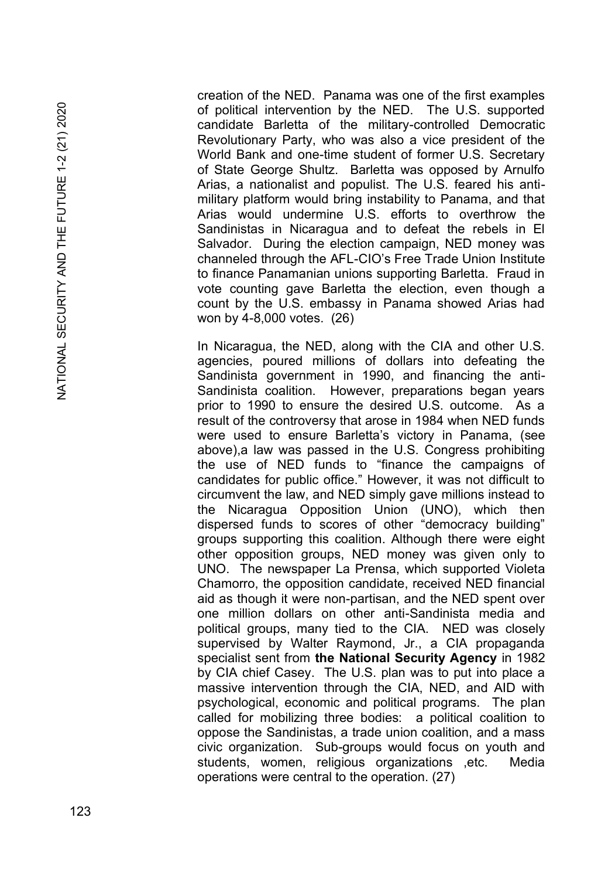creation of the NED. Panama was one of the first examples of political intervention by the NED. The U.S. supported candidate Barletta of the military-controlled Democratic Revolutionary Party, who was also a vice president of the World Bank and one-time student of former U.S. Secretary of State George Shultz. Barletta was opposed by Arnulfo Arias, a nationalist and populist. The U.S. feared his anti-military platform would bring instability to Panama, and that Arias would undermine U.S. efforts to overthrow the Sandinistas in Nicaragua and to defeat the rebels in El Salvador. During the election campaign, NED money was channeled through the AFL-CIO's Free Trade Union Institute to finance Panamanian unions supporting Barletta. Fraud in vote counting gave Barletta the election, even though a count by the U.S. embassy in Panama showed Arias had won by 4-8,000 votes. (26)

In Nicaragua, the NED, along with the CIA and other U.S. agencies, poured millions of dollars into defeating the Sandinista government in 1990, and financing the anti-Sandinista coalition. However, preparations began years prior to 1990 to ensure the desired U.S. outcome. As a result of the controversy that arose in 1984 when NED funds were used to ensure Barletta's victory in Panama, (see above),a law was passed in the U.S. Congress prohibiting the use of NED funds to "finance the campaigns of candidates for public office." However, it was not difficult to circumvent the law, and NED simply gave millions instead to the Nicaragua Opposition Union (UNO), which then dispersed funds to scores of other "democracy building" groups supporting this coalition. Although there were eight other opposition groups, NED money was given only to UNO. The newspaper La Prensa, which supported Violeta Chamorro, the opposition candidate, received NED financial aid as though it were non-partisan, and the NED spent over one million dollars on other anti-Sandinista media and political groups, many tied to the CIA. NED was closely supervised by Walter Raymond, Jr., a CIA propaganda specialist sent from **the National Security Agency** in 1982 by CIA chief Casey. The U.S. plan was to put into place a massive intervention through the CIA, NED, and AID with psychological, economic and political programs. The plan called for mobilizing three bodies: a political coalition to oppose the Sandinistas, a trade union coalition, and a mass civic organization. Sub-groups would focus on youth and students, women, religious organizations ,etc. Media operations were central to the operation. (27)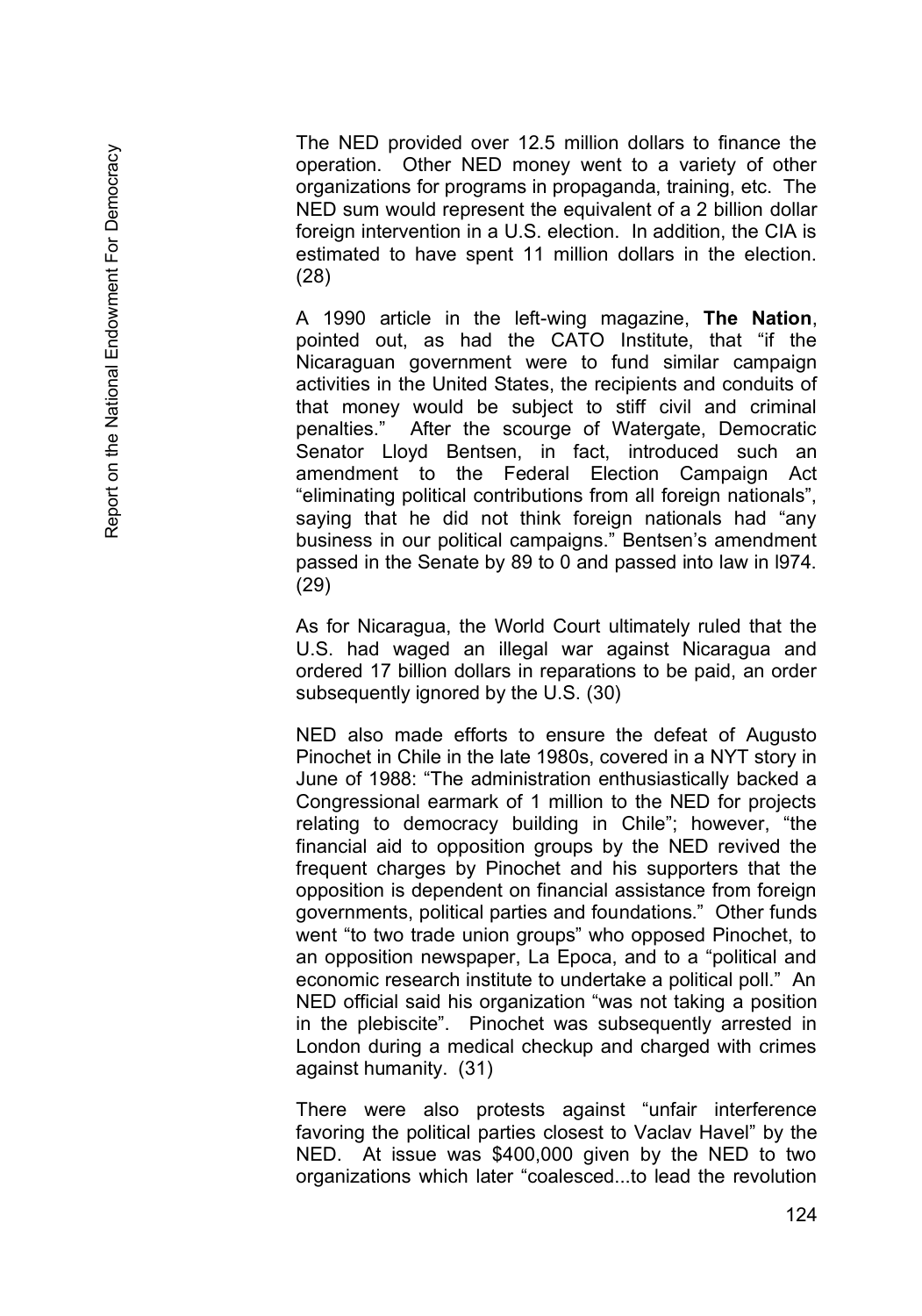The NED provided over 12.5 million dollars to finance the operation. Other NED money went to a variety of other organizations for programs in propaganda, training, etc. The NED sum would represent the equivalent of a 2 billion dollar foreign intervention in a U.S. election. In addition, the CIA is estimated to have spent 11 million dollars in the election. (28)

A 1990 article in the left-wing magazine, **The Nation**, pointed out, as had the CATO Institute, that "if the Nicaraguan government were to fund similar campaign activities in the United States, the recipients and conduits of that money would be subject to stiff civil and criminal penalties." After the scourge of Watergate, Democratic Senator Lloyd Bentsen, in fact, introduced such an amendment to the Federal Election Campaign Act "eliminating political contributions from all foreign nationals", saying that he did not think foreign nationals had "any business in our political campaigns." Bentsen's amendment passed in the Senate by 89 to 0 and passed into law in l974. (29)

As for Nicaragua, the World Court ultimately ruled that the U.S. had waged an illegal war against Nicaragua and ordered 17 billion dollars in reparations to be paid, an order subsequently ignored by the U.S. (30)

NED also made efforts to ensure the defeat of Augusto Pinochet in Chile in the late 1980s, covered in a NYT story in June of 1988: "The administration enthusiastically backed a Congressional earmark of 1 million to the NED for projects relating to democracy building in Chile"; however, "the financial aid to opposition groups by the NED revived the frequent charges by Pinochet and his supporters that the opposition is dependent on financial assistance from foreign governments, political parties and foundations." Other funds went "to two trade union groups" who opposed Pinochet, to an opposition newspaper, La Epoca, and to a "political and economic research institute to undertake a political poll." An NED official said his organization "was not taking a position in the plebiscite". Pinochet was subsequently arrested in London during a medical checkup and charged with crimes against humanity. (31)

There were also protests against "unfair interference favoring the political parties closest to Vaclav Havel" by the NED. At issue was $400,000 given by the NED to two organizations which later "coalesced...to lead the revolution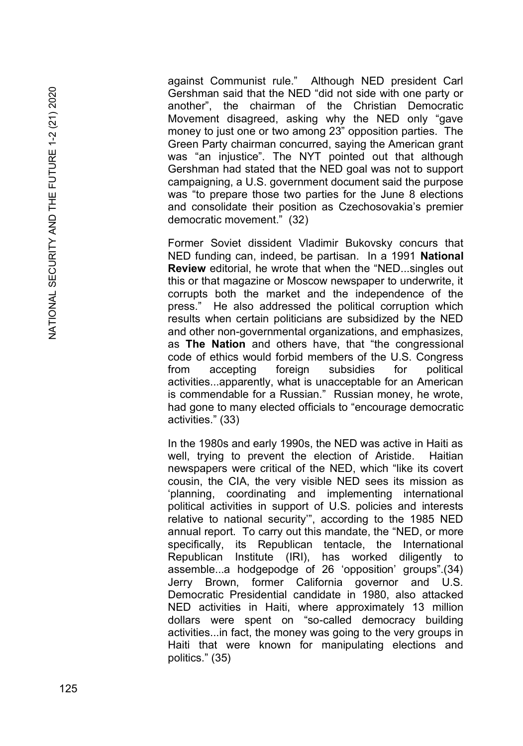against Communist rule." Although NED president Carl Gershman said that the NED "did not side with one party or another", the chairman of the Christian Democratic Movement disagreed, asking why the NED only "gave money to just one or two among 23" opposition parties. The Green Party chairman concurred, saying the American grant was "an injustice". The NYT pointed out that although Gershman had stated that the NED goal was not to support campaigning, a U.S. government document said the purpose was "to prepare those two parties for the June 8 elections and consolidate their position as Czechosovakia's premier democratic movement." (32)

Former Soviet dissident Vladimir Bukovsky concurs that NED funding can, indeed, be partisan. In a 1991 **National Review** editorial, he wrote that when the "NED...singles out this or that magazine or Moscow newspaper to underwrite, it corrupts both the market and the independence of the press." He also addressed the political corruption which results when certain politicians are subsidized by the NED and other non-governmental organizations, and emphasizes, as **The Nation** and others have, that "the congressional code of ethics would forbid members of the U.S. Congress from accepting foreign subsidies for political activities...apparently, what is unacceptable for an American is commendable for a Russian." Russian money, he wrote, had gone to many elected officials to "encourage democratic activities." (33)

In the 1980s and early 1990s, the NED was active in Haiti as well, trying to prevent the election of Aristide. Haitian newspapers were critical of the NED, which "like its covert cousin, the CIA, the very visible NED sees its mission as 'planning, coordinating and implementing international political activities in support of U.S. policies and interests relative to national security'", according to the 1985 NED annual report. To carry out this mandate, the "NED, or more specifically, its Republican tentacle, the International Republican Institute (IRI), has worked diligently to assemble...a hodgepodge of 26 'opposition' groups".(34) Jerry Brown, former California governor and U.S. Democratic Presidential candidate in 1980, also attacked NED activities in Haiti, where approximately 13 million dollars were spent on "so-called democracy building activities...in fact, the money was going to the very groups in Haiti that were known for manipulating elections and politics." (35)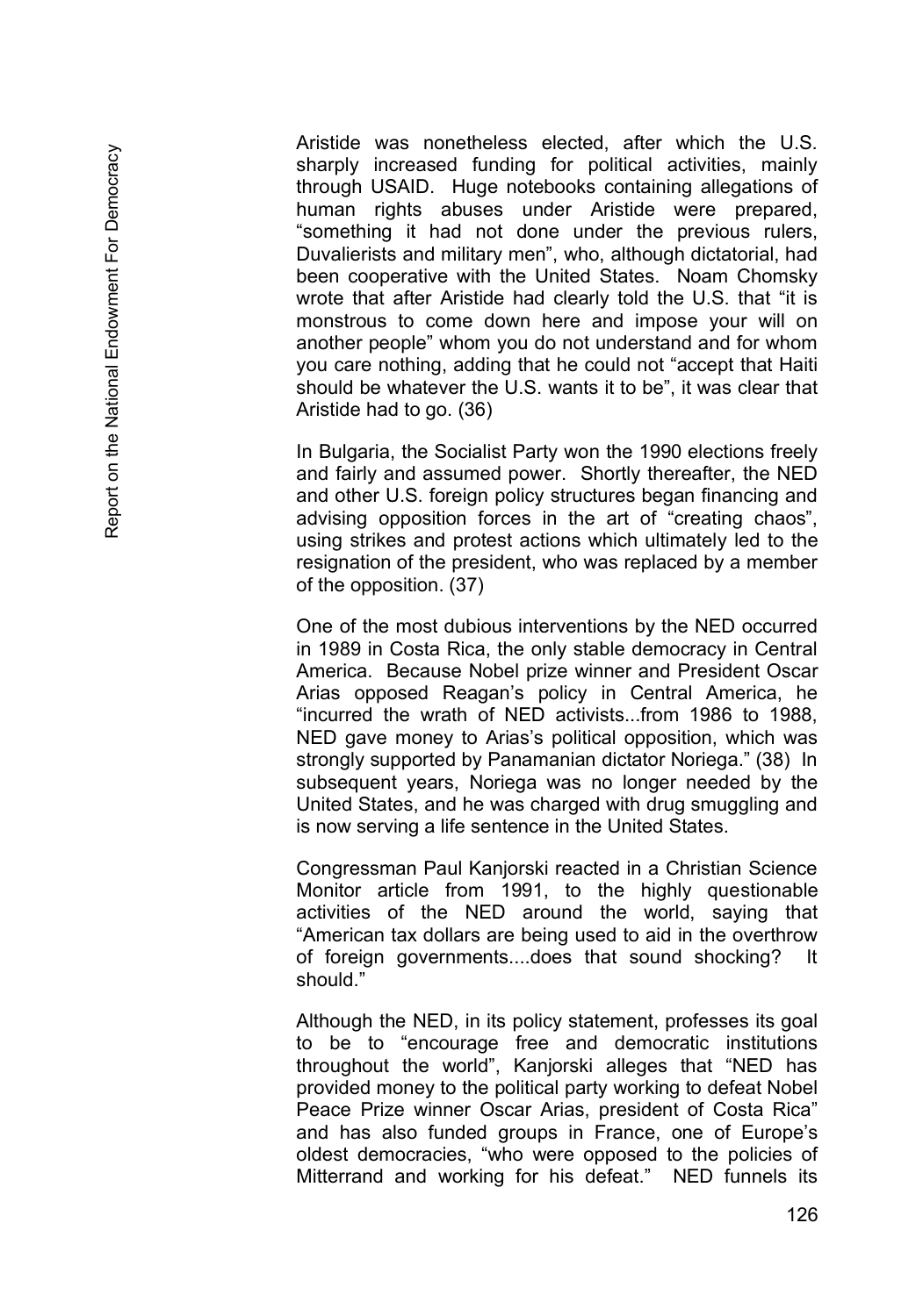Aristide was nonetheless elected, after which the U.S. sharply increased funding for political activities, mainly through USAID. Huge notebooks containing allegations of human rights abuses under Aristide were prepared, "something it had not done under the previous rulers, Duvalierists and military men", who, although dictatorial, had been cooperative with the United States. Noam Chomsky wrote that after Aristide had clearly told the U.S. that "it is monstrous to come down here and impose your will on another people" whom you do not understand and for whom you care nothing, adding that he could not "accept that Haiti should be whatever the U.S. wants it to be", it was clear that Aristide had to go. (36)

In Bulgaria, the Socialist Party won the 1990 elections freely and fairly and assumed power. Shortly thereafter, the NED and other U.S. foreign policy structures began financing and advising opposition forces in the art of "creating chaos", using strikes and protest actions which ultimately led to the resignation of the president, who was replaced by a member of the opposition. (37)

One of the most dubious interventions by the NED occurred in 1989 in Costa Rica, the only stable democracy in Central America. Because Nobel prize winner and President Oscar Arias opposed Reagan's policy in Central America, he "incurred the wrath of NED activists...from 1986 to 1988, NED gave money to Arias's political opposition, which was strongly supported by Panamanian dictator Noriega." (38) In subsequent years, Noriega was no longer needed by the United States, and he was charged with drug smuggling and is now serving a life sentence in the United States.

Congressman Paul Kanjorski reacted in a Christian Science Monitor article from 1991, to the highly questionable activities of the NED around the world, saying that "American tax dollars are being used to aid in the overthrow of foreign governments....does that sound shocking? It should."

Although the NED, in its policy statement, professes its goal to be to "encourage free and democratic institutions throughout the world", Kanjorski alleges that "NED has provided money to the political party working to defeat Nobel Peace Prize winner Oscar Arias, president of Costa Rica" and has also funded groups in France, one of Europe's oldest democracies, "who were opposed to the policies of Mitterrand and working for his defeat." NED funnels its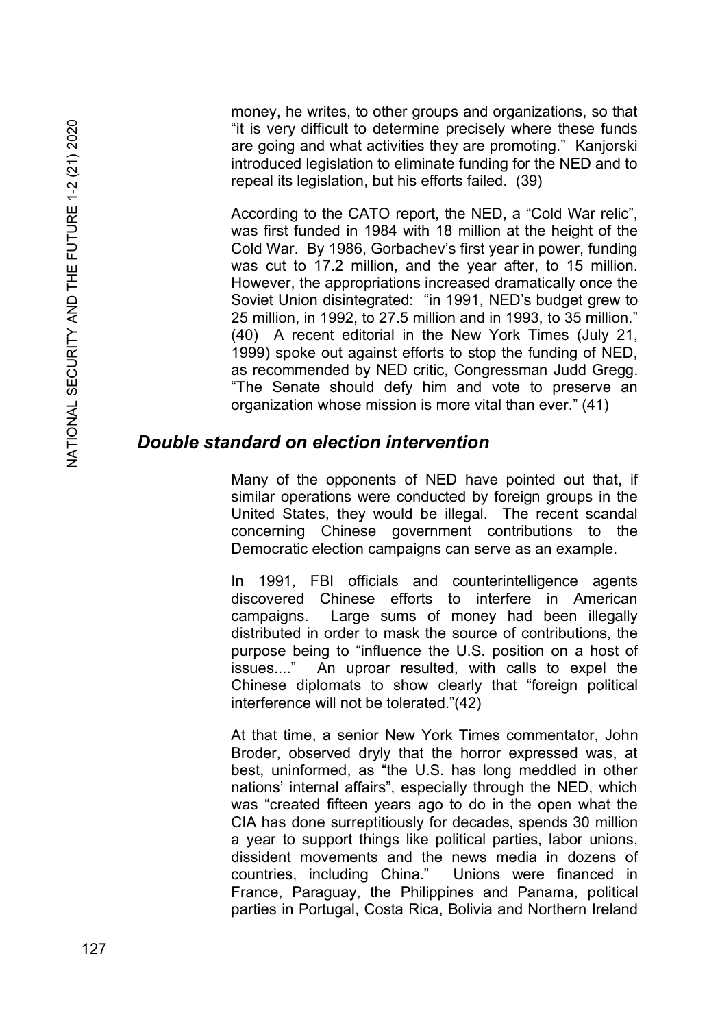money, he writes, to other groups and organizations, so that "it is very difficult to determine precisely where these funds are going and what activities they are promoting." Kanjorski introduced legislation to eliminate funding for the NED and to repeal its legislation, but his efforts failed. (39)

According to the CATO report, the NED, a "Cold War relic", was first funded in 1984 with 18 million at the height of the Cold War. By 1986, Gorbachev's first year in power, funding was cut to 17.2 million, and the year after, to 15 million. However, the appropriations increased dramatically once the Soviet Union disintegrated: "in 1991, NED's budget grew to 25 million, in 1992, to 27.5 million and in 1993, to 35 million." (40) A recent editorial in the New York Times (July 21, 1999) spoke out against efforts to stop the funding of NED, as recommended by NED critic, Congressman Judd Gregg. "The Senate should defy him and vote to preserve an organization whose mission is more vital than ever." (41)

## *Double standard on election intervention*

Many of the opponents of NED have pointed out that, if similar operations were conducted by foreign groups in the United States, they would be illegal. The recent scandal concerning Chinese government contributions to the Democratic election campaigns can serve as an example.

In 1991, FBI officials and counterintelligence agents discovered Chinese efforts to interfere in American campaigns. Large sums of money had been illegally distributed in order to mask the source of contributions, the purpose being to "influence the U.S. position on a host of issues...." An uproar resulted, with calls to expel the Chinese diplomats to show clearly that "foreign political interference will not be tolerated."(42)

At that time, a senior New York Times commentator, John Broder, observed dryly that the horror expressed was, at best, uninformed, as "the U.S. has long meddled in other nations' internal affairs", especially through the NED, which was "created fifteen years ago to do in the open what the CIA has done surreptitiously for decades, spends 30 million a year to support things like political parties, labor unions, dissident movements and the news media in dozens of countries, including China." Unions were financed in France, Paraguay, the Philippines and Panama, political parties in Portugal, Costa Rica, Bolivia and Northern Ireland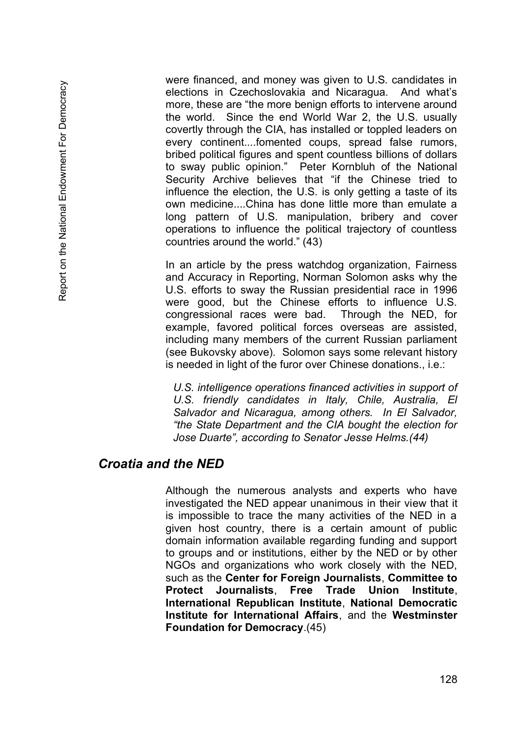were financed, and money was given to U.S. candidates in elections in Czechoslovakia and Nicaragua. And what's more, these are "the more benign efforts to intervene around the world. Since the end World War 2, the U.S. usually covertly through the CIA, has installed or toppled leaders on every continent....fomented coups, spread false rumors, bribed political figures and spent countless billions of dollars to sway public opinion." Peter Kornbluh of the National Security Archive believes that "if the Chinese tried to influence the election, the U.S. is only getting a taste of its own medicine....China has done little more than emulate a long pattern of U.S. manipulation, bribery and cover operations to influence the political trajectory of countless countries around the world." (43)

In an article by the press watchdog organization, Fairness and Accuracy in Reporting, Norman Solomon asks why the U.S. efforts to sway the Russian presidential race in 1996 were good, but the Chinese efforts to influence U.S. congressional races were bad. Through the NED, for example, favored political forces overseas are assisted, including many members of the current Russian parliament (see Bukovsky above). Solomon says some relevant history is needed in light of the furor over Chinese donations., i.e.:

> *U.S. intelligence operations financed activities in support of U.S. friendly candidates in Italy, Chile, Australia, El Salvador and Nicaragua, among others. In El Salvador, "the State Department and the CIA bought the election for Jose Duarte", according to Senator Jesse Helms.(44)*

## *Croatia and the NED*

Although the numerous analysts and experts who have investigated the NED appear unanimous in their view that it is impossible to trace the many activities of the NED in a given host country, there is a certain amount of public domain information available regarding funding and support to groups and or institutions, either by the NED or by other NGOs and organizations who work closely with the NED, such as the **Center for Foreign Journalists**, **Committee to Protect Journalists**, **Free Trade Union Institute**, **International Republican Institute**, **National Democratic Institute for International Affairs**, and the **Westminster Foundation for Democracy**.(45)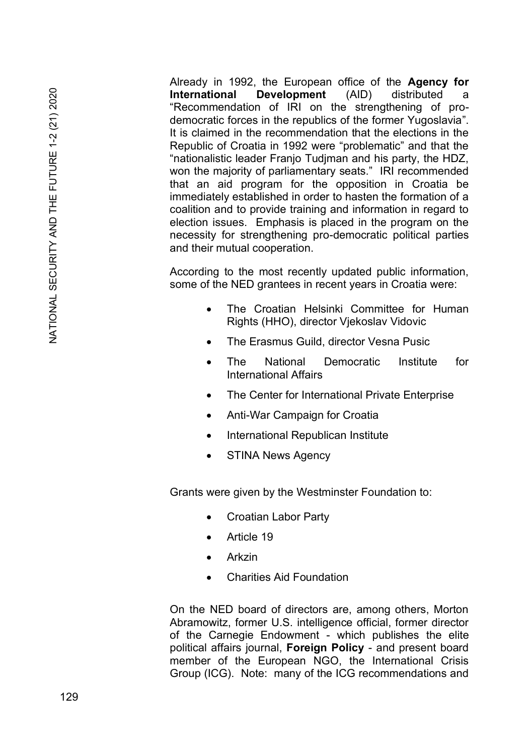Already in 1992, the European office of the **Agency for International Development** (AID) distributed a "Recommendation of IRI on the strengthening of pro-democratic forces in the republics of the former Yugoslavia". It is claimed in the recommendation that the elections in the Republic of Croatia in 1992 were "problematic" and that the "nationalistic leader Franjo Tudjman and his party, the HDZ, won the majority of parliamentary seats." IRI recommended that an aid program for the opposition in Croatia be immediately established in order to hasten the formation of a coalition and to provide training and information in regard to election issues. Emphasis is placed in the program on the necessity for strengthening pro-democratic political parties and their mutual cooperation.

According to the most recently updated public information, some of the NED grantees in recent years in Croatia were:

- The Croatian Helsinki Committee for Human Rights (HHO), director Vjekoslav Vidovic
- The Erasmus Guild, director Vesna Pusic
- The National Democratic Institute for International Affairs
- The Center for International Private Enterprise
- Anti-War Campaign for Croatia
- International Republican Institute
- STINA News Agency

Grants were given by the Westminster Foundation to:

- Croatian Labor Party
- Article 19
- Arkzin
- Charities Aid Foundation

On the NED board of directors are, among others, Morton Abramowitz, former U.S. intelligence official, former director of the Carnegie Endowment - which publishes the elite political affairs journal, **Foreign Policy** - and present board member of the European NGO, the International Crisis Group (ICG). Note: many of the ICG recommendations and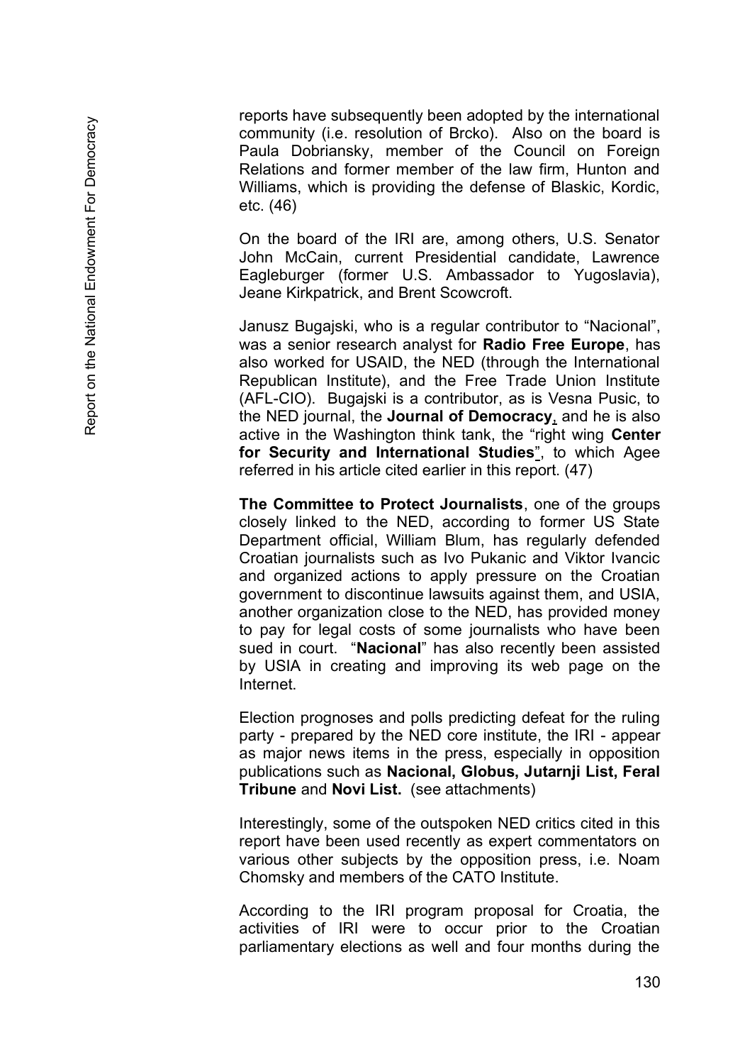reports have subsequently been adopted by the international community (i.e. resolution of Brcko). Also on the board is Paula Dobriansky, member of the Council on Foreign Relations and former member of the law firm, Hunton and Williams, which is providing the defense of Blaskic, Kordic, etc. (46)

On the board of the IRI are, among others, U.S. Senator John McCain, current Presidential candidate, Lawrence Eagleburger (former U.S. Ambassador to Yugoslavia), Jeane Kirkpatrick, and Brent Scowcroft.

Janusz Bugajski, who is a regular contributor to "Nacional", was a senior research analyst for **Radio Free Europe**, has also worked for USAID, the NED (through the International Republican Institute), and the Free Trade Union Institute (AFL-CIO). Bugajski is a contributor, as is Vesna Pusic, to the NED journal, the **Journal of Democracy**, and he is also active in the Washington think tank, the "right wing **Center for Security and International Studies**", to which Agee referred in his article cited earlier in this report. (47)

**The Committee to Protect Journalists**, one of the groups closely linked to the NED, according to former US State Department official, William Blum, has regularly defended Croatian journalists such as Ivo Pukanic and Viktor Ivancic and organized actions to apply pressure on the Croatian government to discontinue lawsuits against them, and USIA, another organization close to the NED, has provided money to pay for legal costs of some journalists who have been sued in court. "**Nacional**" has also recently been assisted by USIA in creating and improving its web page on the Internet.

Election prognoses and polls predicting defeat for the ruling party - prepared by the NED core institute, the IRI - appear as major news items in the press, especially in opposition publications such as **Nacional, Globus, Jutarnji List, Feral Tribune** and **Novi List.** (see attachments)

Interestingly, some of the outspoken NED critics cited in this report have been used recently as expert commentators on various other subjects by the opposition press, i.e. Noam Chomsky and members of the CATO Institute.

According to the IRI program proposal for Croatia, the activities of IRI were to occur prior to the Croatian parliamentary elections as well and four months during the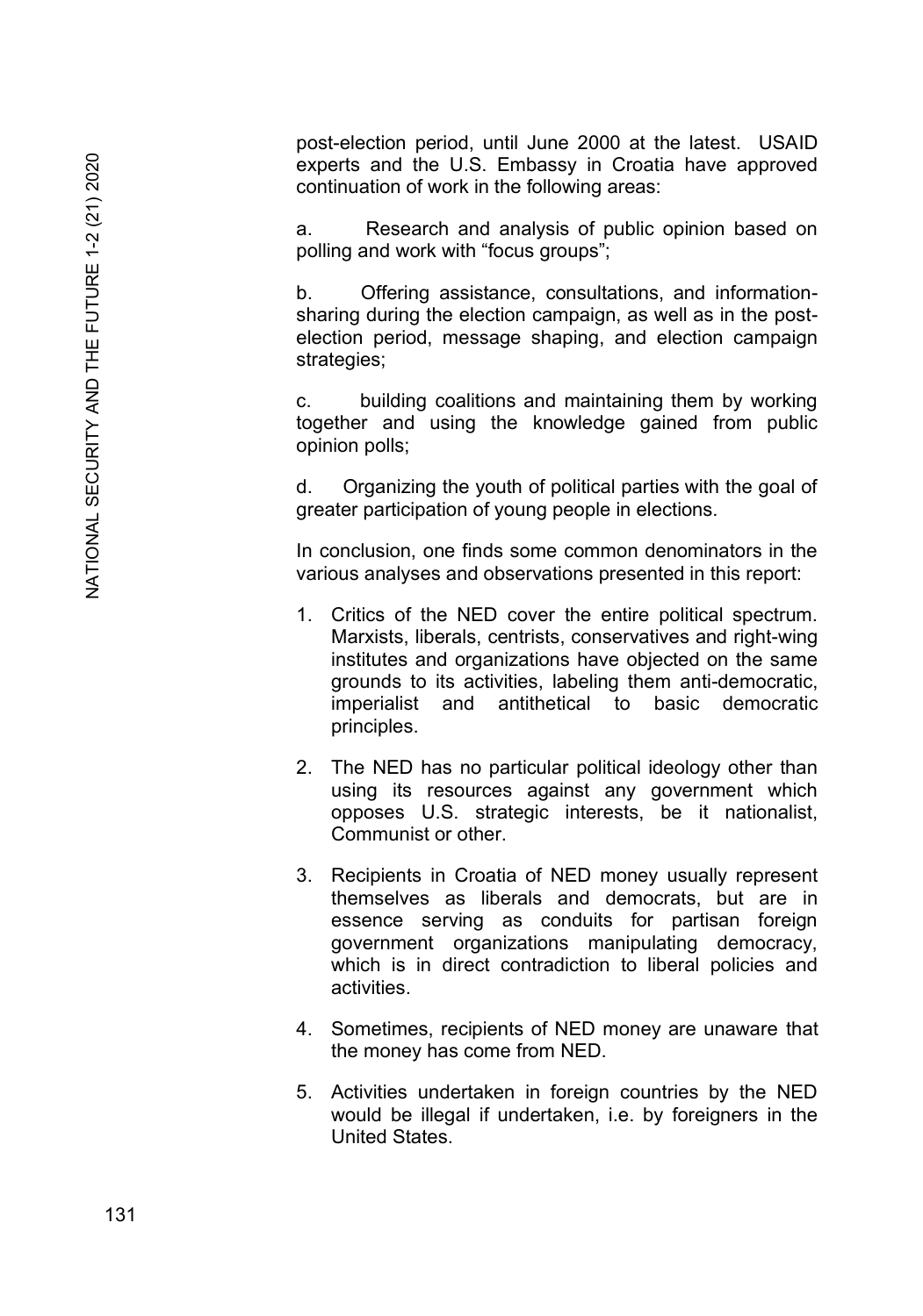post-election period, until June 2000 at the latest. USAID experts and the U.S. Embassy in Croatia have approved continuation of work in the following areas:

a. Research and analysis of public opinion based on polling and work with "focus groups";

b. Offering assistance, consultations, and information-sharing during the election campaign, as well as in the post-election period, message shaping, and election campaign strategies;

c. building coalitions and maintaining them by working together and using the knowledge gained from public opinion polls;

d. Organizing the youth of political parties with the goal of greater participation of young people in elections.

In conclusion, one finds some common denominators in the various analyses and observations presented in this report:

1. Critics of the NED cover the entire political spectrum. Marxists, liberals, centrists, conservatives and right-wing institutes and organizations have objected on the same grounds to its activities, labeling them anti-democratic, imperialist and antithetical to basic democratic principles.
2. The NED has no particular political ideology other than using its resources against any government which opposes U.S. strategic interests, be it nationalist, Communist or other.
3. Recipients in Croatia of NED money usually represent themselves as liberals and democrats, but are in essence serving as conduits for partisan foreign government organizations manipulating democracy, which is in direct contradiction to liberal policies and activities.
4. Sometimes, recipients of NED money are unaware that the money has come from NED.
5. Activities undertaken in foreign countries by the NED would be illegal if undertaken, i.e. by foreigners in the United States.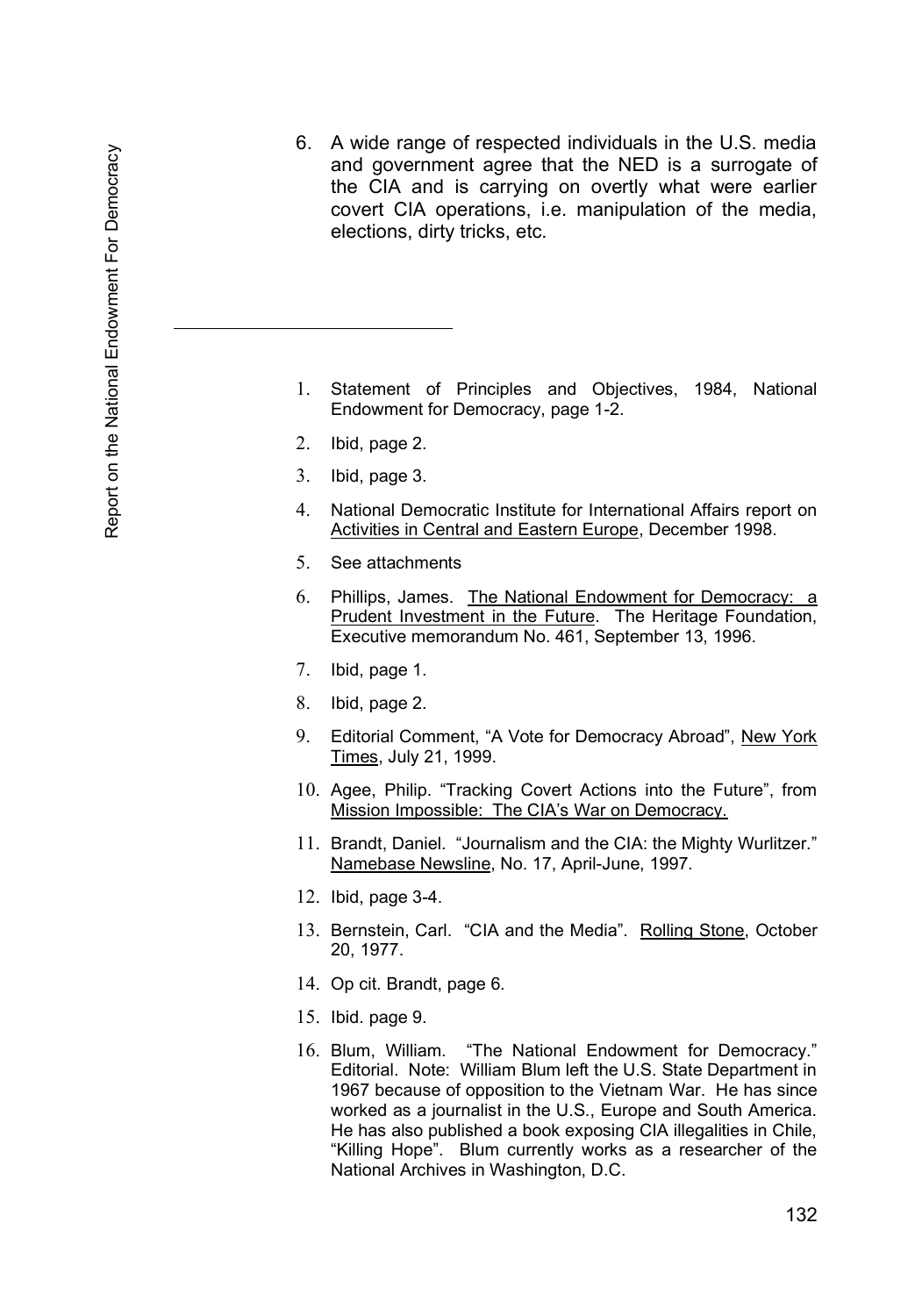6. A wide range of respected individuals in the U.S. media and government agree that the NED is a surrogate of the CIA and is carrying on overtly what were earlier covert CIA operations, i.e. manipulation of the media, elections, dirty tricks, etc.

---

1. Statement of Principles and Objectives, 1984, National Endowment for Democracy, page 1-2.
2. Ibid, page 2.
3. Ibid, page 3.
4. National Democratic Institute for International Affairs report on Activities in Central and Eastern Europe, December 1998.
5. See attachments
6. Phillips, James. The National Endowment for Democracy: a Prudent Investment in the Future. The Heritage Foundation, Executive memorandum No. 461, September 13, 1996.
7. Ibid, page 1.
8. Ibid, page 2.
9. Editorial Comment, "A Vote for Democracy Abroad", New York Times, July 21, 1999.
10. Agee, Philip. "Tracking Covert Actions into the Future", from Mission Impossible: The CIA's War on Democracy.
11. Brandt, Daniel. "Journalism and the CIA: the Mighty Wurlitzer." Namebase Newsline, No. 17, April-June, 1997.
12. Ibid, page 3-4.
13. Bernstein, Carl. "CIA and the Media". Rolling Stone, October 20, 1977.
14. Op cit. Brandt, page 6.
15. Ibid. page 9.
16. Blum, William. "The National Endowment for Democracy." Editorial. Note: William Blum left the U.S. State Department in 1967 because of opposition to the Vietnam War. He has since worked as a journalist in the U.S., Europe and South America. He has also published a book exposing CIA illegalities in Chile, "Killing Hope". Blum currently works as a researcher of the National Archives in Washington, D.C.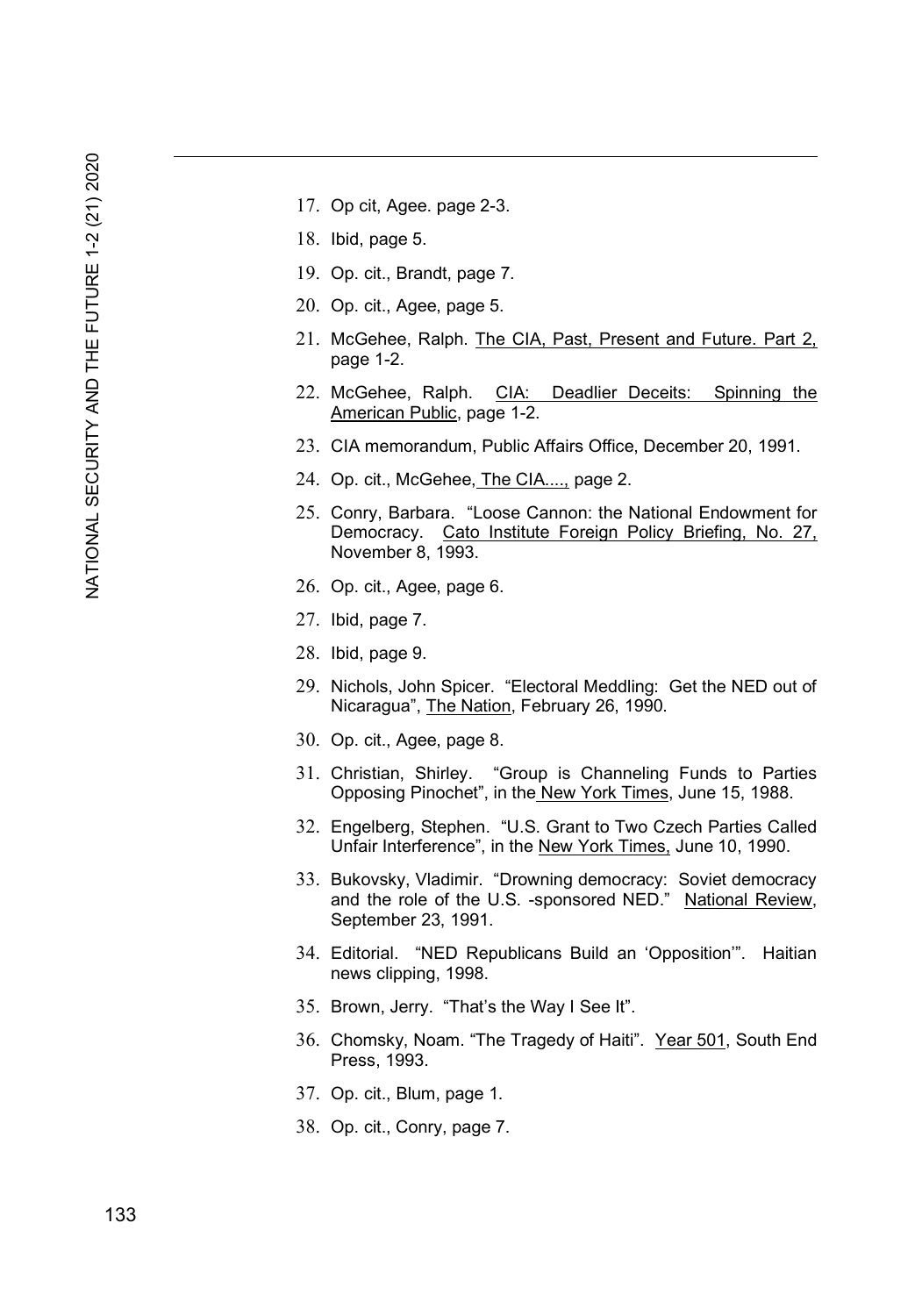17. Op cit, Agee. page 2-3.
18. Ibid, page 5.
19. Op. cit., Brandt, page 7.
20. Op. cit., Agee, page 5.
21. McGehee, Ralph. The CIA, Past, Present and Future. Part 2, page 1-2.
22. McGehee, Ralph. CIA: Deadlier Deceits: Spinning the American Public, page 1-2.
23. CIA memorandum, Public Affairs Office, December 20, 1991.
24. Op. cit., McGehee, The CIA...., page 2.
25. Conry, Barbara. "Loose Cannon: the National Endowment for Democracy. Cato Institute Foreign Policy Briefing, No. 27, November 8, 1993.
26. Op. cit., Agee, page 6.
27. Ibid, page 7.
28. Ibid, page 9.
29. Nichols, John Spicer. "Electoral Meddling: Get the NED out of Nicaragua", The Nation, February 26, 1990.
30. Op. cit., Agee, page 8.
31. Christian, Shirley. "Group is Channeling Funds to Parties Opposing Pinochet", in the New York Times, June 15, 1988.
32. Engelberg, Stephen. "U.S. Grant to Two Czech Parties Called Unfair Interference", in the New York Times, June 10, 1990.
33. Bukovsky, Vladimir. "Drowning democracy: Soviet democracy and the role of the U.S. -sponsored NED." National Review, September 23, 1991.
34. Editorial. "NED Republicans Build an 'Opposition'". Haitian news clipping, 1998.
35. Brown, Jerry. "That's the Way I See It".
36. Chomsky, Noam. "The Tragedy of Haiti". Year 501, South End Press, 1993.
37. Op. cit., Blum, page 1.
38. Op. cit., Conry, page 7.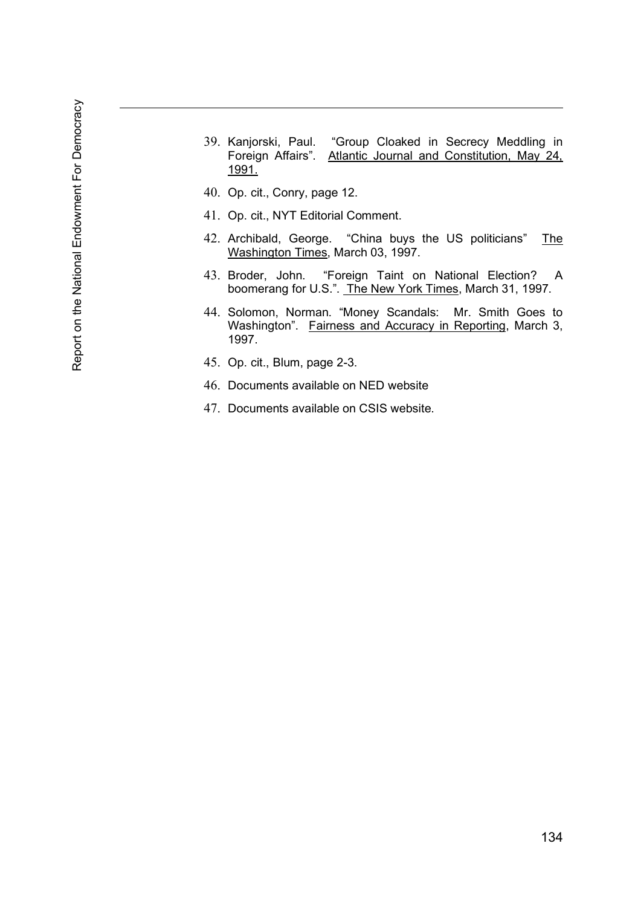39. Kanjorski, Paul. "Group Cloaked in Secrecy Meddling in Foreign Affairs". Atlantic Journal and Constitution, May 24, 1991.

40. Op. cit., Conry, page 12.

41. Op. cit., NYT Editorial Comment.

42. Archibald, George. "China buys the US politicians" The Washington Times, March 03, 1997.

43. Broder, John. "Foreign Taint on National Election? A boomerang for U.S.". The New York Times, March 31, 1997.

44. Solomon, Norman. "Money Scandals: Mr. Smith Goes to Washington". Fairness and Accuracy in Reporting, March 3, 1997.

45. Op. cit., Blum, page 2-3.

46. Documents available on NED website

47. Documents available on CSIS website.